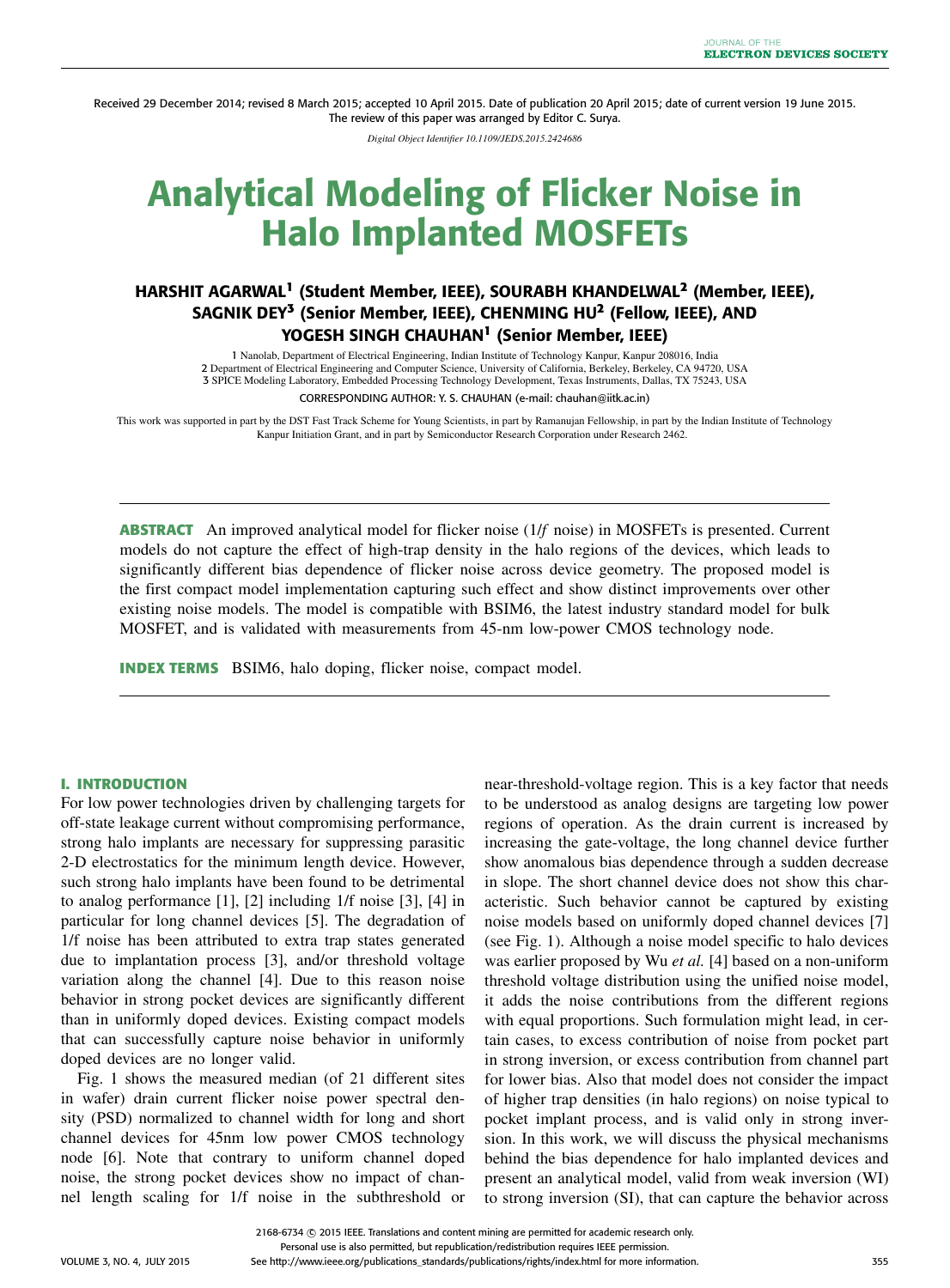Received 29 December 2014; revised 8 March 2015; accepted 10 April 2015. Date of publication 20 April 2015; date of current version 19 June 2015.
The review of this paper was arranged by Editor C. Surya.

*Digital Object Identifier 10.1109/JEDS.2015.2424686*

# Analytical Modeling of Flicker Noise in Halo Implanted MOSFETs

**HARSHIT AGARWAL[1] (Student Member, IEEE), SOURABH KHANDELWAL[2] (Member, IEEE), SAGNIK DEY[3] (Senior Member, IEEE), CHENMING HU[2] (Fellow, IEEE), AND YOGESH SINGH CHAUHAN[1] (Senior Member, IEEE)**

1 Nanolab, Department of Electrical Engineering, Indian Institute of Technology Kanpur, Kanpur 208016, India
2 Department of Electrical Engineering and Computer Science, University of California, Berkeley, Berkeley, CA 94720, USA
3 SPICE Modeling Laboratory, Embedded Processing Technology Development, Texas Instruments, Dallas, TX 75243, USA

CORRESPONDING AUTHOR: Y. S. CHAUHAN (e-mail: chauhan@iitk.ac.in)

This work was supported in part by the DST Fast Track Scheme for Young Scientists, in part by Ramanujan Fellowship, in part by the Indian Institute of Technology Kanpur Initiation Grant, and in part by Semiconductor Research Corporation under Research 2462.

**ABSTRACT** An improved analytical model for flicker noise (1/*f* noise) in MOSFETs is presented. Current models do not capture the effect of high-trap density in the halo regions of the devices, which leads to significantly different bias dependence of flicker noise across device geometry. The proposed model is the first compact model implementation capturing such effect and show distinct improvements over other existing noise models. The model is compatible with BSIM6, the latest industry standard model for bulk MOSFET, and is validated with measurements from 45-nm low-power CMOS technology node.

**INDEX TERMS** BSIM6, halo doping, flicker noise, compact model.

## I. INTRODUCTION

For low power technologies driven by challenging targets for off-state leakage current without compromising performance, strong halo implants are necessary for suppressing parasitic 2-D electrostatics for the minimum length device. However, such strong halo implants have been found to be detrimental to analog performance [1], [2] including 1/f noise [3], [4] in particular for long channel devices [5]. The degradation of 1/f noise has been attributed to extra trap states generated due to implantation process [3], and/or threshold voltage variation along the channel [4]. Due to this reason noise behavior in strong pocket devices are significantly different than in uniformly doped devices. Existing compact models that can successfully capture noise behavior in uniformly doped devices are no longer valid.

Fig. 1 shows the measured median (of 21 different sites in wafer) drain current flicker noise power spectral density (PSD) normalized to channel width for long and short channel devices for 45nm low power CMOS technology node [6]. Note that contrary to uniform channel doped noise, the strong pocket devices show no impact of channel length scaling for 1/f noise in the subthreshold or near-threshold-voltage region. This is a key factor that needs to be understood as analog designs are targeting low power regions of operation. As the drain current is increased by increasing the gate-voltage, the long channel device further show anomalous bias dependence through a sudden decrease in slope. The short channel device does not show this characteristic. Such behavior cannot be captured by existing noise models based on uniformly doped channel devices [7] (see Fig. 1). Although a noise model specific to halo devices was earlier proposed by Wu *et al.* [4] based on a non-uniform threshold voltage distribution using the unified noise model, it adds the noise contributions from the different regions with equal proportions. Such formulation might lead, in certain cases, to excess contribution of noise from pocket part in strong inversion, or excess contribution from channel part for lower bias. Also that model does not consider the impact of higher trap densities (in halo regions) on noise typical to pocket implant process, and is valid only in strong inversion. In this work, we will discuss the physical mechanisms behind the bias dependence for halo implanted devices and present an analytical model, valid from weak inversion (WI) to strong inversion (SI), that can capture the behavior across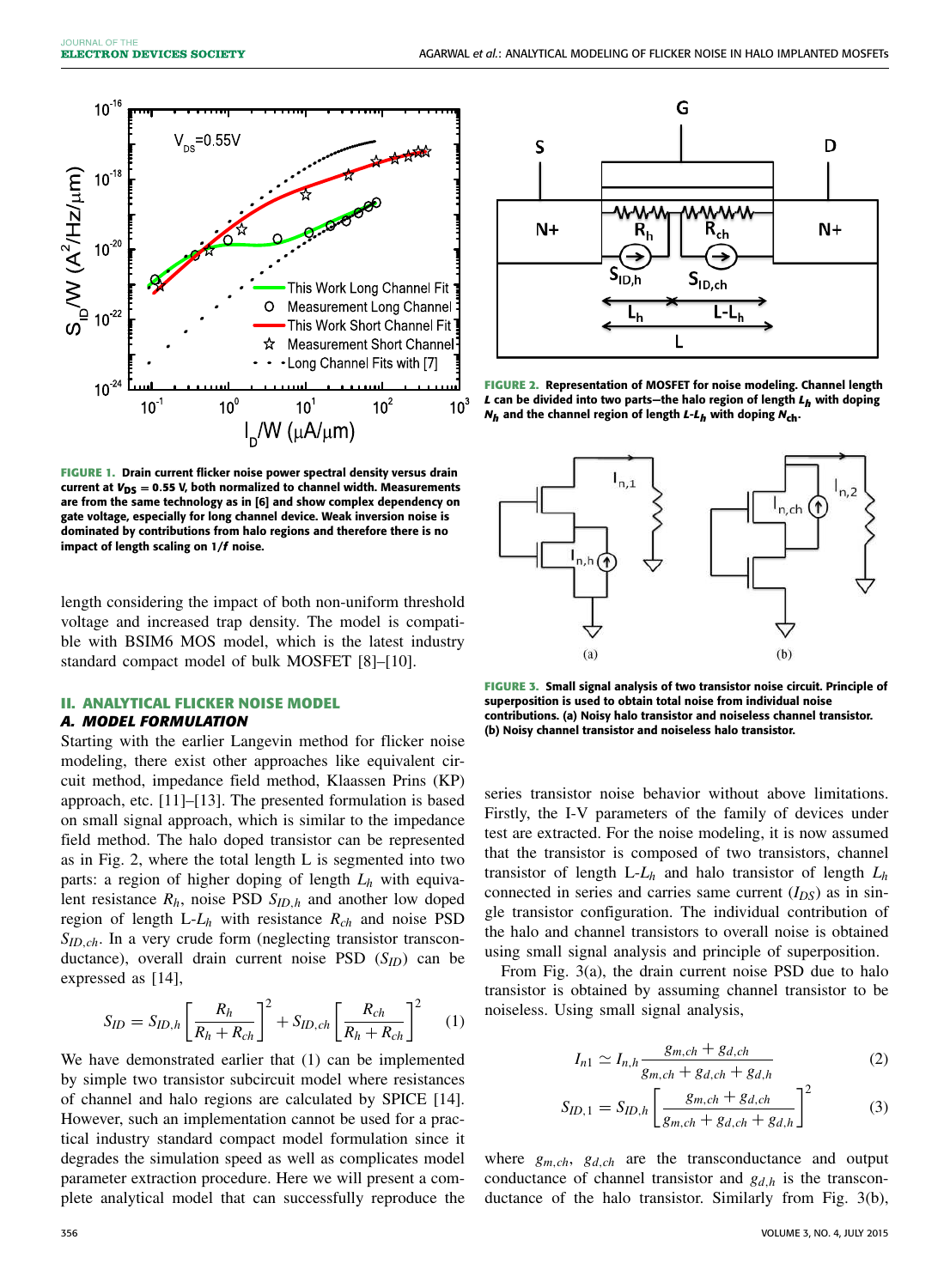FIGURE 1. Drain current flicker noise power spectral density versus drain current at $V_{DS} = 0.55$ V, both normalized to channel width. Measurements are from the same technology as in [6] and show complex dependency on gate voltage, especially for long channel device. Weak inversion noise is dominated by contributions from halo regions and therefore there is no impact of length scaling on $1/f$ noise.

length considering the impact of both non-uniform threshold voltage and increased trap density. The model is compatible with BSIM6 MOS model, which is the latest industry standard compact model of bulk MOSFET [8]–[10].

## II. ANALYTICAL FLICKER NOISE MODEL

### A. MODEL FORMULATION

Starting with the earlier Langevin method for flicker noise modeling, there exist other approaches like equivalent circuit method, impedance field method, Klaassen Prins (KP) approach, etc. [11]–[13]. The presented formulation is based on small signal approach, which is similar to the impedance field method. The halo doped transistor can be represented as in Fig. 2, where the total length L is segmented into two parts: a region of higher doping of length $L_h$ with equivalent resistance $R_h$, noise PSD $S_{ID,h}$ and another low doped region of length L-$L_h$ with resistance $R_{ch}$ and noise PSD $S_{ID,ch}$. In a very crude form (neglecting transistor transconductance), overall drain current noise PSD ($S_{ID}$) can be expressed as [14],

$$S_{ID} = S_{ID,h}\left[\frac{R_h}{R_h + R_{ch}}\right]^2 + S_{ID,ch}\left[\frac{R_{ch}}{R_h + R_{ch}}\right]^2 \quad (1)$$

We have demonstrated earlier that (1) can be implemented by simple two transistor subcircuit model where resistances of channel and halo regions are calculated by SPICE [14]. However, such an implementation cannot be used for a practical industry standard compact model formulation since it degrades the simulation speed as well as complicates model parameter extraction procedure. Here we will present a complete analytical model that can successfully reproduce the series transistor noise behavior without above limitations. Firstly, the I-V parameters of the family of devices under test are extracted. For the noise modeling, it is now assumed that the transistor is composed of two transistors, channel transistor of length L-$L_h$ and halo transistor of length $L_h$ connected in series and carries same current ($I_{DS}$) as in single transistor configuration. The individual contribution of the halo and channel transistors to overall noise is obtained using small signal analysis and principle of superposition.

FIGURE 2. Representation of MOSFET for noise modeling. Channel length $L$ can be divided into two parts—the halo region of length $L_h$ with doping $N_h$ and the channel region of length $L$-$L_h$ with doping $N_{ch}$.

FIGURE 3. Small signal analysis of two transistor noise circuit. Principle of superposition is used to obtain total noise from individual noise contributions. (a) Noisy halo transistor and noiseless channel transistor. (b) Noisy channel transistor and noiseless halo transistor.

From Fig. 3(a), the drain current noise PSD due to halo transistor is obtained by assuming channel transistor to be noiseless. Using small signal analysis,

$$I_{n1} \simeq I_{n,h}\frac{g_{m,ch} + g_{d,ch}}{g_{m,ch} + g_{d,ch} + g_{d,h}} \quad (2)$$

$$S_{ID,1} = S_{ID,h}\left[\frac{g_{m,ch} + g_{d,ch}}{g_{m,ch} + g_{d,ch} + g_{d,h}}\right]^2 \quad (3)$$

where $g_{m,ch}$, $g_{d,ch}$ are the transconductance and output conductance of channel transistor and $g_{d,h}$ is the transconductance of the halo transistor. Similarly from Fig. 3(b),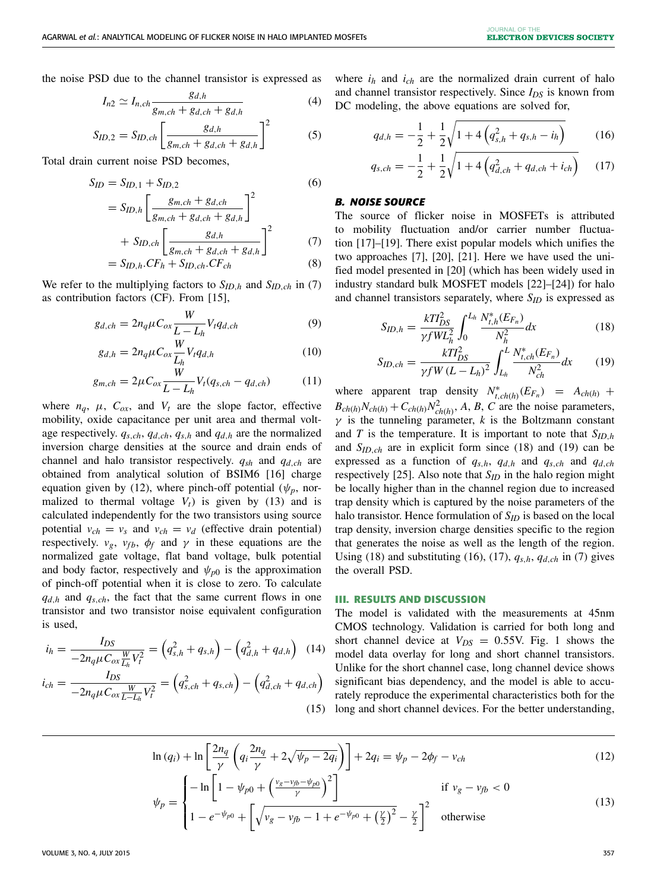the noise PSD due to the channel transistor is expressed as

$$I_{n2} \simeq I_{n,ch} \frac{g_{d,h}}{g_{m,ch} + g_{d,ch} + g_{d,h}} \tag{4}$$

$$S_{ID,2} = S_{ID,ch} \left[ \frac{g_{d,h}}{g_{m,ch} + g_{d,ch} + g_{d,h}} \right]^2 \tag{5}$$

Total drain current noise PSD becomes,

$$S_{ID} = S_{ID,1} + S_{ID,2} \tag{6}$$

$$= S_{ID,h} \left[ \frac{g_{m,ch} + g_{d,ch}}{g_{m,ch} + g_{d,ch} + g_{d,h}} \right]^2 + S_{ID,ch} \left[ \frac{g_{d,h}}{g_{m,ch} + g_{d,ch} + g_{d,h}} \right]^2 \tag{7}$$

$$= S_{ID,h}.CF_h + S_{ID,ch}.CF_{ch} \tag{8}$$

We refer to the multiplying factors to $S_{ID,h}$ and $S_{ID,ch}$ in (7) as contribution factors (CF). From [15],

$$g_{d,ch} = 2n_q \mu C_{ox} \frac{W}{L - L_h} V_t q_{d,ch} \tag{9}$$

$$g_{d,h} = 2n_q \mu C_{ox} \frac{W}{L_h} V_t q_{d,h} \tag{10}$$

$$g_{m,ch} = 2\mu C_{ox} \frac{W}{L - L_h} V_t (q_{s,ch} - q_{d,ch}) \tag{11}$$

where $n_q$, $\mu$, $C_{ox}$, and $V_t$ are the slope factor, effective mobility, oxide capacitance per unit area and thermal voltage respectively. $q_{s,ch}$, $q_{d,ch}$, $q_{s,h}$ and $q_{d,h}$ are the normalized inversion charge densities at the source and drain ends of channel and halo transistor respectively. $q_{sh}$ and $q_{d,ch}$ are obtained from analytical solution of BSIM6 [16] charge equation given by (12), where pinch-off potential ($\psi_p$, normalized to thermal voltage $V_t$) is given by (13) and is calculated independently for the two transistors using source potential $v_{ch} = v_s$ and $v_{ch} = v_d$ (effective drain potential) respectively. $v_g$, $v_{fb}$, $\phi_f$ and $\gamma$ in these equations are the normalized gate voltage, flat band voltage, bulk potential and body factor, respectively and $\psi_{p0}$ is the approximation of pinch-off potential when it is close to zero. To calculate $q_{d,h}$ and $q_{s,ch}$, the fact that the same current flows in one transistor and two transistor noise equivalent configuration is used,

$$i_h = \frac{I_{DS}}{-2n_q \mu C_{ox} \frac{W}{L_h} V_t^2} = \left(q_{s,h}^2 + q_{s,h}\right) - \left(q_{d,h}^2 + q_{d,h}\right) \tag{14}$$

$$i_{ch} = \frac{I_{DS}}{-2n_q \mu C_{ox} \frac{W}{L - L_h} V_t^2} = \left(q_{s,ch}^2 + q_{s,ch}\right) - \left(q_{d,ch}^2 + q_{d,ch}\right) \tag{15}$$

where $i_h$ and $i_{ch}$ are the normalized drain current of halo and channel transistor respectively. Since $I_{DS}$ is known from DC modeling, the above equations are solved for,

$$q_{d,h} = -\frac{1}{2} + \frac{1}{2}\sqrt{1 + 4\left(q_{s,h}^2 + q_{s,h} - i_h\right)} \tag{16}$$

$$q_{s,ch} = -\frac{1}{2} + \frac{1}{2}\sqrt{1 + 4\left(q_{d,ch}^2 + q_{d,ch} + i_{ch}\right)} \tag{17}$$

### B. NOISE SOURCE

The source of flicker noise in MOSFETs is attributed to mobility fluctuation and/or carrier number fluctuation [17]–[19]. There exist popular models which unifies the two approaches [7], [20], [21]. Here we have used the unified model presented in [20] (which has been widely used in industry standard bulk MOSFET models [22]–[24]) for halo and channel transistors separately, where $S_{ID}$ is expressed as

$$S_{ID,h} = \frac{kTI_{DS}^2}{\gamma f W L_h^2} \int_0^{L_h} \frac{N_{t,h}^*(E_{F_n})}{N_h^2} dx \tag{18}$$

$$S_{ID,ch} = \frac{kTI_{DS}^2}{\gamma f W (L - L_h)^2} \int_{L_h}^{L} \frac{N_{t,ch}^*(E_{F_n})}{N_{ch}^2} dx \tag{19}$$

where apparent trap density $N_{t,ch(h)}^*(E_{F_n}) = A_{ch(h)} + B_{ch(h)} N_{ch(h)} + C_{ch(h)} N_{ch(h)}^2$, $A$, $B$, $C$ are the noise parameters, $\gamma$ is the tunneling parameter, $k$ is the Boltzmann constant and $T$ is the temperature. It is important to note that $S_{ID,h}$ and $S_{ID,ch}$ are in explicit form since (18) and (19) can be expressed as a function of $q_{s,h}$, $q_{d,h}$ and $q_{s,ch}$ and $q_{d,ch}$ respectively [25]. Also note that $S_{ID}$ in the halo region might be locally higher than in the channel region due to increased trap density which is captured by the noise parameters of the halo transistor. Hence formulation of $S_{ID}$ is based on the local trap density, inversion charge densities specific to the region that generates the noise as well as the length of the region. Using (18) and substituting (16), (17), $q_{s,h}$, $q_{d,ch}$ in (7) gives the overall PSD.

## III. RESULTS AND DISCUSSION

The model is validated with the measurements at 45nm CMOS technology. Validation is carried for both long and short channel device at $V_{DS} = 0.55$V. Fig. 1 shows the model data overlay for long and short channel transistors. Unlike for the short channel case, long channel device shows significant bias dependency, and the model is able to accurately reproduce the experimental characteristics both for the long and short channel devices. For the better understanding,

$$\ln(q_i) + \ln\left[\frac{2n_q}{\gamma}\left(q_i \frac{2n_q}{\gamma} + 2\sqrt{\psi_p - 2q_i}\right)\right] + 2q_i = \psi_p - 2\phi_f - v_{ch} \tag{12}$$

$$\psi_p = \begin{cases} -\ln\left[1 - \psi_{p0} + \left(\frac{v_g - v_{fb} - \psi_{p0}}{\gamma}\right)^2\right] & \text{if } v_g - v_{fb} < 0 \\ 1 - e^{-\psi_{p0}} + \left[\sqrt{v_g - v_{fb} - 1 + e^{-\psi_{p0}} + \left(\frac{\gamma}{2}\right)^2} - \frac{\gamma}{2}\right]^2 & \text{otherwise} \end{cases} \tag{13}$$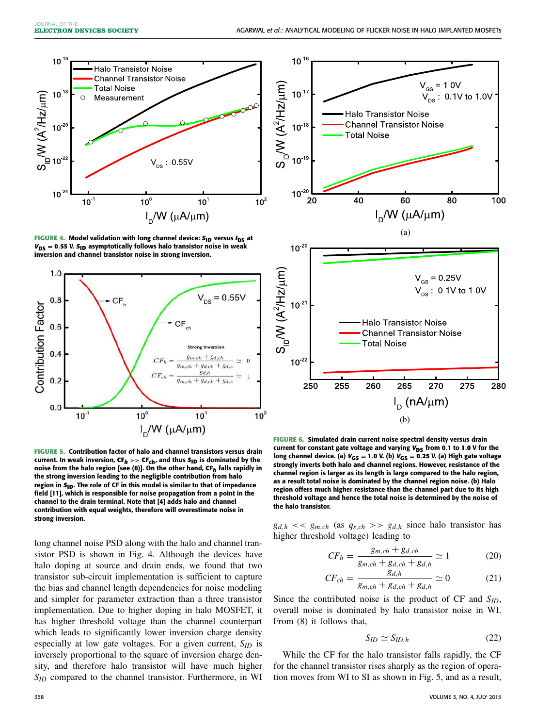FIGURE 4. Model validation with long channel device: $S_{ID}$ versus $I_{DS}$ at $V_{DS} = 0.55$ V. $S_{ID}$ asymptotically follows halo transistor noise in weak inversion and channel transistor noise in strong inversion.

FIGURE 5. Contribution factor of halo and channel transistors versus drain current. In weak inversion, $CF_h >> CF_{ch}$, and thus $S_{ID}$ is dominated by the noise from the halo region [see (8)]. On the other hand, $CF_h$ falls rapidly in the strong inversion leading to the negligible contribution from halo region in $S_{ID}$. The role of CF in this model is similar to that of impedance field [11], which is responsible for noise propagation from a point in the channel to the drain terminal. Note that [4] adds halo and channel contribution with equal weights, therefore will overestimate noise in strong inversion.

FIGURE 6. Simulated drain current noise spectral density versus drain current for constant gate voltage and varying $V_{DS}$ from 0.1 to 1.0 V for the long channel device. (a) $V_{GS} = 1.0$ V. (b) $V_{GS} = 0.25$ V. (a) High gate voltage strongly inverts both halo and channel regions. However, resistance of the channel region is larger as its length is large compared to the halo region, as a result total noise is dominated by the channel region noise. (b) Halo region offers much higher resistance than the channel part due to its high threshold voltage and hence the total noise is determined by the noise of the halo transistor.

long channel noise PSD along with the halo and channel transistor PSD is shown in Fig. 4. Although the devices have halo doping at source and drain ends, we found that two transistor sub-circuit implementation is sufficient to capture the bias and channel length dependencies for noise modeling and simpler for parameter extraction than a three transistor implementation. Due to higher doping in halo MOSFET, it has higher threshold voltage than the channel counterpart which leads to significantly lower inversion charge density especially at low gate voltages. For a given current, $S_{ID}$ is inversely proportional to the square of inversion charge density, and therefore halo transistor will have much higher $S_{ID}$ compared to the channel transistor. Furthermore, in WI $g_{d,h} << g_{m,ch}$ (as $q_{s,ch} >> g_{d,h}$ since halo transistor has higher threshold voltage) leading to

$$CF_h = \frac{g_{m,ch} + g_{d,ch}}{g_{m,ch} + g_{d,ch} + g_{d,h}} \simeq 1 \tag{20}$$

$$CF_{ch} = \frac{g_{d,h}}{g_{m,ch} + g_{d,ch} + g_{d,h}} \simeq 0 \tag{21}$$

Since the contributed noise is the product of CF and $S_{ID}$, overall noise is dominated by halo transistor noise in WI. From (8) it follows that,

$$S_{ID} \simeq S_{ID,h} \tag{22}$$

While the CF for the halo transistor falls rapidly, the CF for the channel transistor rises sharply as the region of operation moves from WI to SI as shown in Fig. 5, and as a result,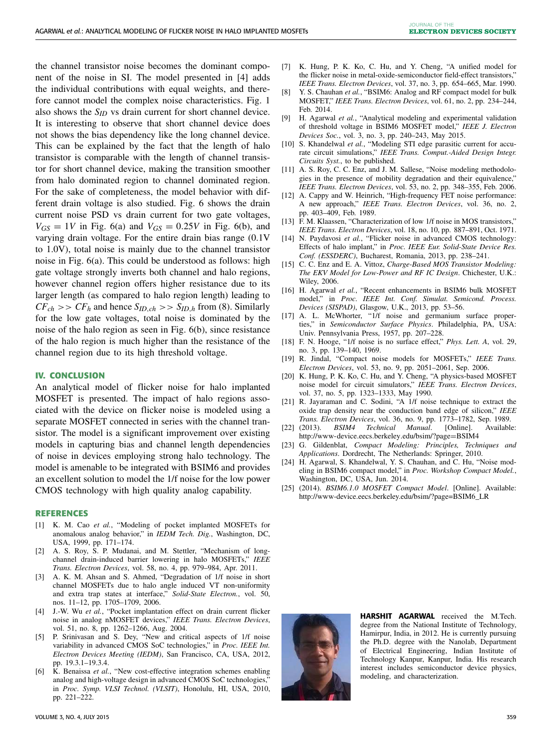the channel transistor noise becomes the dominant component of the noise in SI. The model presented in [4] adds the individual contributions with equal weights, and therefore cannot model the complex noise characteristics. Fig. 1 also shows the $S_{ID}$ vs drain current for short channel device. It is interesting to observe that short channel device does not shows the bias dependency like the long channel device. This can be explained by the fact that the length of halo transistor is comparable with the length of channel transistor for short channel device, making the transition smoother from halo dominated region to channel dominated region. For the sake of completeness, the model behavior with different drain voltage is also studied. Fig. 6 shows the drain current noise PSD vs drain current for two gate voltages, $V_{GS} = 1V$ in Fig. 6(a) and $V_{GS} = 0.25V$ in Fig. 6(b), and varying drain voltage. For the entire drain bias range (0.1V to 1.0V), total noise is mainly due to the channel transistor noise in Fig. 6(a). This could be understood as follows: high gate voltage strongly inverts both channel and halo regions, however channel region offers higher resistance due to its larger length (as compared to halo region length) leading to $CF_{ch} >> CF_h$ and hence $S_{ID,ch} >> S_{ID,h}$ from (8). Similarly for the low gate voltages, total noise is dominated by the noise of the halo region as seen in Fig. 6(b), since resistance of the halo region is much higher than the resistance of the channel region due to its high threshold voltage.

## IV. CONCLUSION

An analytical model of flicker noise for halo implanted MOSFET is presented. The impact of halo regions associated with the device on flicker noise is modeled using a separate MOSFET connected in series with the channel transistor. The model is a significant improvement over existing models in capturing bias and channel length dependencies of noise in devices employing strong halo technology. The model is amenable to be integrated with BSIM6 and provides an excellent solution to model the 1/f noise for the low power CMOS technology with high quality analog capability.

## REFERENCES

[1] K. M. Cao *et al.*, "Modeling of pocket implanted MOSFETs for anomalous analog behavior," in *IEDM Tech. Dig.*, Washington, DC, USA, 1999, pp. 171–174.

[2] A. S. Roy, S. P. Mudanai, and M. Stettler, "Mechanism of long-channel drain-induced barrier lowering in halo MOSFETs," *IEEE Trans. Electron Devices*, vol. 58, no. 4, pp. 979–984, Apr. 2011.

[3] A. K. M. Ahsan and S. Ahmed, "Degradation of 1/f noise in short channel MOSFETs due to halo angle induced VT non-uniformity and extra trap states at interface," *Solid-State Electron.*, vol. 50, nos. 11–12, pp. 1705–1709, 2006.

[4] J.-W. Wu *et al.*, "Pocket implantation effect on drain current flicker noise in analog nMOSFET devices," *IEEE Trans. Electron Devices*, vol. 51, no. 8, pp. 1262–1266, Aug. 2004.

[5] P. Srinivasan and S. Dey, "New and critical aspects of 1/f noise variability in advanced CMOS SoC technologies," in *Proc. IEEE Int. Electron Devices Meeting (IEDM)*, San Francisco, CA, USA, 2012, pp. 19.3.1–19.3.4.

[6] K. Benaissa *et al.*, "New cost-effective integration schemes enabling analog and high-voltage design in advanced CMOS SoC technologies," in *Proc. Symp. VLSI Technol. (VLSIT)*, Honolulu, HI, USA, 2010, pp. 221–222.

[7] K. Hung, P. K. Ko, C. Hu, and Y. Cheng, "A unified model for the flicker noise in metal-oxide-semiconductor field-effect transistors," *IEEE Trans. Electron Devices*, vol. 37, no. 3, pp. 654–665, Mar. 1990.

[8] Y. S. Chauhan *et al.*, "BSIM6: Analog and RF compact model for bulk MOSFET," *IEEE Trans. Electron Devices*, vol. 61, no. 2, pp. 234–244, Feb. 2014.

[9] H. Agarwal *et al.*, "Analytical modeling and experimental validation of threshold voltage in BSIM6 MOSFET model," *IEEE J. Electron Devices Soc.*, vol. 3, no. 3, pp. 240–243, May 2015.

[10] S. Khandelwal *et al.*, "Modeling STI edge parasitic current for accurate circuit simulations," *IEEE Trans. Comput.-Aided Design Integr. Circuits Syst.*, to be published.

[11] A. S. Roy, C. C. Enz, and J. M. Sallese, "Noise modeling methodologies in the presence of mobility degradation and their equivalence," *IEEE Trans. Electron Devices*, vol. 53, no. 2, pp. 348–355, Feb. 2006.

[12] A. Cappy and W. Heinrich, "High-frequency FET noise performance: A new approach," *IEEE Trans. Electron Devices*, vol. 36, no. 2, pp. 403–409, Feb. 1989.

[13] F. M. Klaassen, "Characterization of low 1/f noise in MOS transistors," *IEEE Trans. Electron Devices*, vol. 18, no. 10, pp. 887–891, Oct. 1971.

[14] N. Paydavosi *et al.*, "Flicker noise in advanced CMOS technology: Effects of halo implant," in *Proc. IEEE Eur. Solid-State Device Res. Conf. (ESSDERC)*, Bucharest, Romania, 2013, pp. 238–241.

[15] C. C. Enz and E. A. Vittoz, *Charge-Based MOS Transistor Modeling: The EKV Model for Low-Power and RF IC Design*. Chichester, U.K.: Wiley, 2006.

[16] H. Agarwal *et al.*, "Recent enhancements in BSIM6 bulk MOSFET model," in *Proc. IEEE Int. Conf. Simulat. Semicond. Process. Devices (SISPAD)*, Glasgow, U.K., 2013, pp. 53–56.

[17] A. L. McWhorter, "1/f noise and germanium surface properties," in *Semiconductor Surface Physics*. Philadelphia, PA, USA: Univ. Pennsylvania Press, 1957, pp. 207–228.

[18] F. N. Hooge, "1/f noise is no surface effect," *Phys. Lett. A*, vol. 29, no. 3, pp. 139–140, 1969.

[19] R. Jindal, "Compact noise models for MOSFETs," *IEEE Trans. Electron Devices*, vol. 53, no. 9, pp. 2051–2061, Sep. 2006.

[20] K. Hung, P. K. Ko, C. Hu, and Y. Cheng, "A physics-based MOSFET noise model for circuit simulators," *IEEE Trans. Electron Devices*, vol. 37, no. 5, pp. 1323–1333, May 1990.

[21] R. Jayaraman and C. Sodini, "A 1/f noise technique to extract the oxide trap density near the conduction band edge of silicon," *IEEE Trans. Electron Devices*, vol. 36, no. 9, pp. 1773–1782, Sep. 1989.

[22] (2013). *BSIM4 Technical Manual*. [Online]. Available: http://www-device.eecs.berkeley.edu/bsim/?page=BSIM4

[23] G. Gildenblat, *Compact Modeling: Principles, Techniques and Applications*. Dordrecht, The Netherlands: Springer, 2010.

[24] H. Agarwal, S. Khandelwal, Y. S. Chauhan, and C. Hu, "Noise modeling in BSIM6 compact model," in *Proc. Workshop Compact Model.*, Washington, DC, USA, Jun. 2014.

[25] (2014). *BSIM6.1.0 MOSFET Compact Model*. [Online]. Available: http://www-device.eecs.berkeley.edu/bsim/?page=BSIM6_LR

**HARSHIT AGARWAL** received the M.Tech. degree from the National Institute of Technology, Hamirpur, India, in 2012. He is currently pursuing the Ph.D. degree with the Nanolab, Department of Electrical Engineering, Indian Institute of Technology Kanpur, Kanpur, India. His research interest includes semiconductor device physics, modeling, and characterization.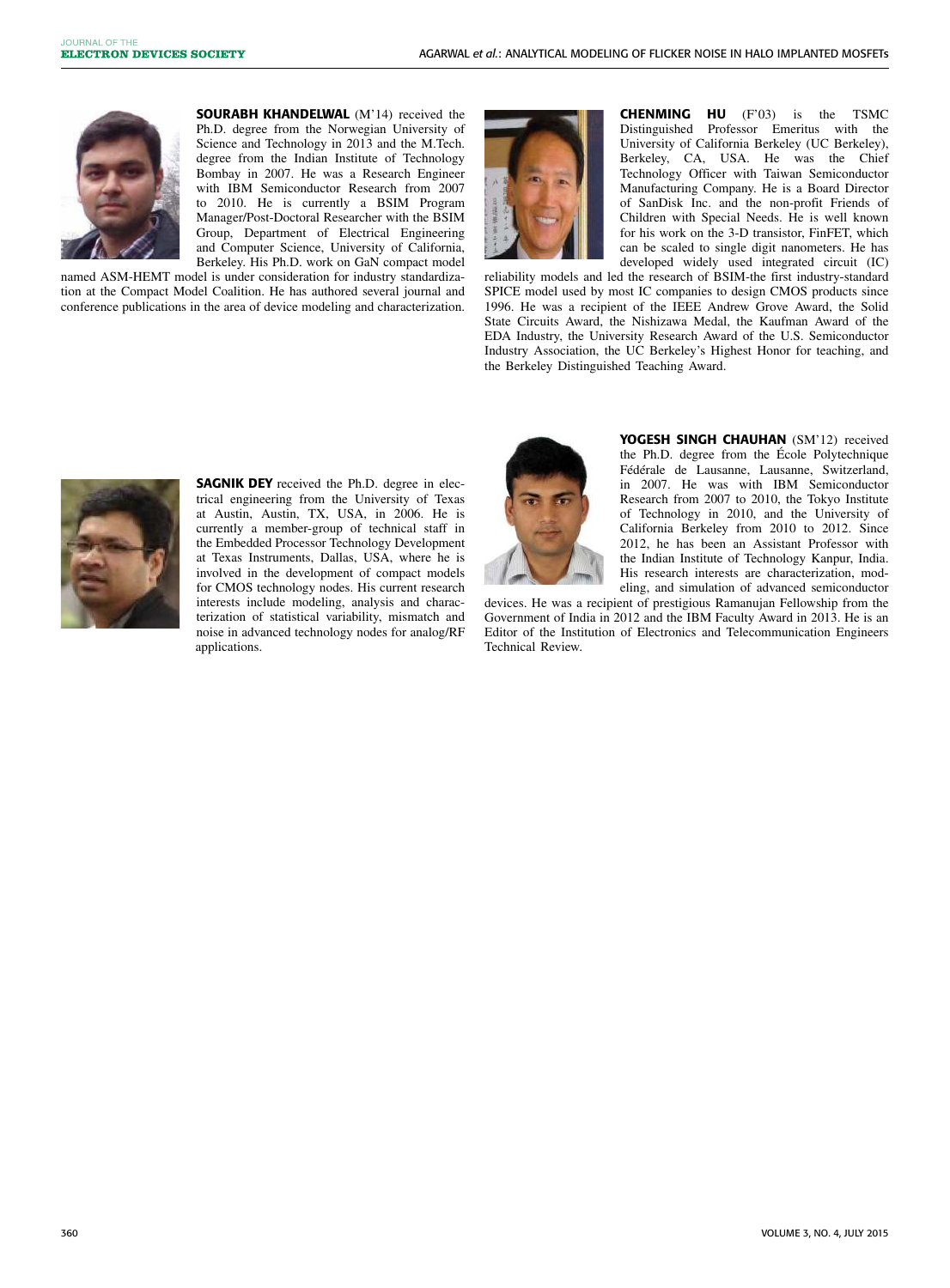**SOURABH KHANDELWAL** (M'14) received the Ph.D. degree from the Norwegian University of Science and Technology in 2013 and the M.Tech. degree from the Indian Institute of Technology Bombay in 2007. He was a Research Engineer with IBM Semiconductor Research from 2007 to 2010. He is currently a BSIM Program Manager/Post-Doctoral Researcher with the BSIM Group, Department of Electrical Engineering and Computer Science, University of California, Berkeley. His Ph.D. work on GaN compact model named ASM-HEMT model is under consideration for industry standardization at the Compact Model Coalition. He has authored several journal and conference publications in the area of device modeling and characterization.

**SAGNIK DEY** received the Ph.D. degree in electrical engineering from the University of Texas at Austin, Austin, TX, USA, in 2006. He is currently a member-group of technical staff in the Embedded Processor Technology Development at Texas Instruments, Dallas, USA, where he is involved in the development of compact models for CMOS technology nodes. His current research interests include modeling, analysis and characterization of statistical variability, mismatch and noise in advanced technology nodes for analog/RF applications.

**CHENMING HU** (F'03) is the TSMC Distinguished Professor Emeritus with the University of California Berkeley (UC Berkeley), Berkeley, CA, USA. He was the Chief Technology Officer with Taiwan Semiconductor Manufacturing Company. He is a Board Director of SanDisk Inc. and the non-profit Friends of Children with Special Needs. He is well known for his work on the 3-D transistor, FinFET, which can be scaled to single digit nanometers. He has developed widely used integrated circuit (IC) reliability models and led the research of BSIM-the first industry-standard SPICE model used by most IC companies to design CMOS products since 1996. He was a recipient of the IEEE Andrew Grove Award, the Solid State Circuits Award, the Nishizawa Medal, the Kaufman Award of the EDA Industry, the University Research Award of the U.S. Semiconductor Industry Association, the UC Berkeley's Highest Honor for teaching, and the Berkeley Distinguished Teaching Award.

**YOGESH SINGH CHAUHAN** (SM'12) received the Ph.D. degree from the École Polytechnique Fédérale de Lausanne, Lausanne, Switzerland, in 2007. He was with IBM Semiconductor Research from 2007 to 2010, the Tokyo Institute of Technology in 2010, and the University of California Berkeley from 2010 to 2012. Since 2012, he has been an Assistant Professor with the Indian Institute of Technology Kanpur, India. His research interests are characterization, modeling, and simulation of advanced semiconductor devices. He was a recipient of prestigious Ramanujan Fellowship from the Government of India in 2012 and the IBM Faculty Award in 2013. He is an Editor of the Institution of Electronics and Telecommunication Engineers Technical Review.